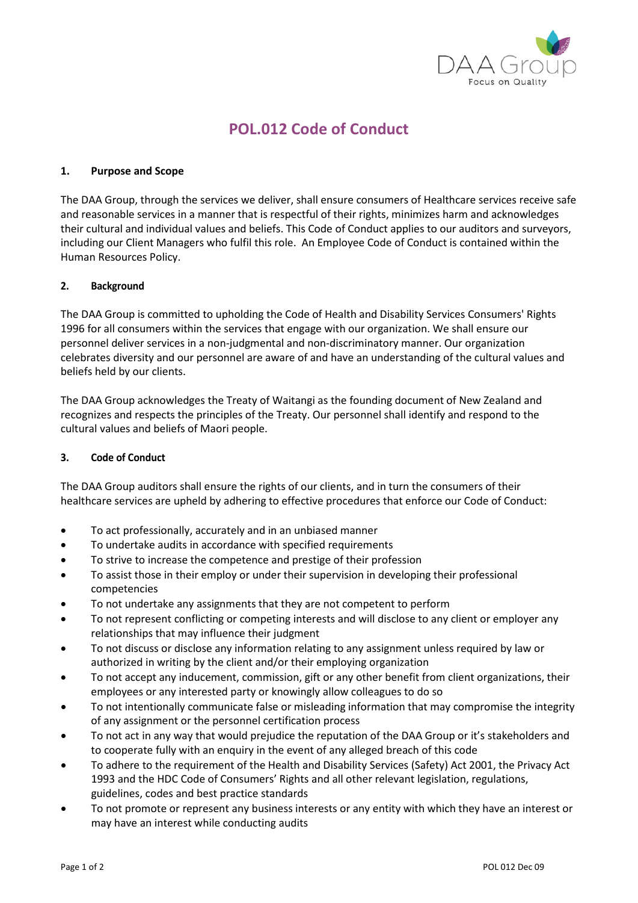# POL.012 Code of Conduct

## 1. Purpose and Scope

The DAA Group, through the services we deliver, shall ensure consumers of Healthcare services receive safe and reasonable services in a manner that is respectful of their rights, minimizes harm and acknowledges their cultural and individual values and beliefs. This Code of Conduct applies to our auditors and surveyors, including our Client Managers who fulfil this role. An Employee Code of Conduct is contained within the Human Resources Policy.

## 2. Background

The DAA Group is committed to upholding the Code of Health and Disability Services Consumers' Rights 1996 for all consumers within the services that engage with our organization. We shall ensure our personnel deliver services in a non-judgmental and non-discriminatory manner. Our organization celebrates diversity and our personnel are aware of and have an understanding of the cultural values and beliefs held by our clients.

The DAA Group acknowledges the Treaty of Waitangi as the founding document of New Zealand and recognizes and respects the principles of the Treaty. Our personnel shall identify and respond to the cultural values and beliefs of Maori people.

## 3. Code of Conduct

The DAA Group auditors shall ensure the rights of our clients, and in turn the consumers of their healthcare services are upheld by adhering to effective procedures that enforce our Code of Conduct:

- To act professionally, accurately and in an unbiased manner
- To undertake audits in accordance with specified requirements
- To strive to increase the competence and prestige of their profession
- To assist those in their employ or under their supervision in developing their professional competencies
- To not undertake any assignments that they are not competent to perform
- To not represent conflicting or competing interests and will disclose to any client or employer any relationships that may influence their judgment
- To not discuss or disclose any information relating to any assignment unless required by law or authorized in writing by the client and/or their employing organization
- To not accept any inducement, commission, gift or any other benefit from client organizations, their employees or any interested party or knowingly allow colleagues to do so
- To not intentionally communicate false or misleading information that may compromise the integrity of any assignment or the personnel certification process
- To not act in any way that would prejudice the reputation of the DAA Group or it's stakeholders and to cooperate fully with an enquiry in the event of any alleged breach of this code
- To adhere to the requirement of the Health and Disability Services (Safety) Act 2001, the Privacy Act 1993 and the HDC Code of Consumers' Rights and all other relevant legislation, regulations, guidelines, codes and best practice standards
- To not promote or represent any business interests or any entity with which they have an interest or may have an interest while conducting audits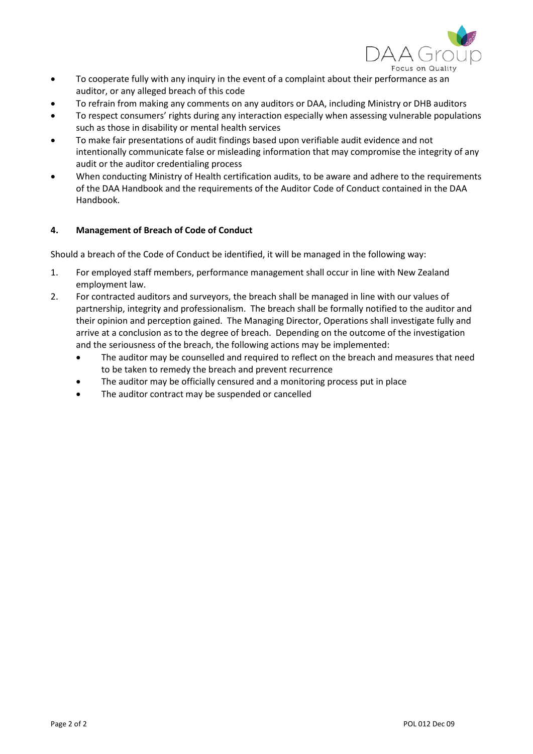- To cooperate fully with any inquiry in the event of a complaint about their performance as an auditor, or any alleged breach of this code
- To refrain from making any comments on any auditors or DAA, including Ministry or DHB auditors
- To respect consumers' rights during any interaction especially when assessing vulnerable populations such as those in disability or mental health services
- To make fair presentations of audit findings based upon verifiable audit evidence and not intentionally communicate false or misleading information that may compromise the integrity of any audit or the auditor credentialing process
- When conducting Ministry of Health certification audits, to be aware and adhere to the requirements of the DAA Handbook and the requirements of the Auditor Code of Conduct contained in the DAA Handbook.

## 4. Management of Breach of Code of Conduct

Should a breach of the Code of Conduct be identified, it will be managed in the following way:

1. For employed staff members, performance management shall occur in line with New Zealand employment law.
2. For contracted auditors and surveyors, the breach shall be managed in line with our values of partnership, integrity and professionalism. The breach shall be formally notified to the auditor and their opinion and perception gained. The Managing Director, Operations shall investigate fully and arrive at a conclusion as to the degree of breach. Depending on the outcome of the investigation and the seriousness of the breach, the following actions may be implemented:
   - The auditor may be counselled and required to reflect on the breach and measures that need to be taken to remedy the breach and prevent recurrence
   - The auditor may be officially censured and a monitoring process put in place
   - The auditor contract may be suspended or cancelled